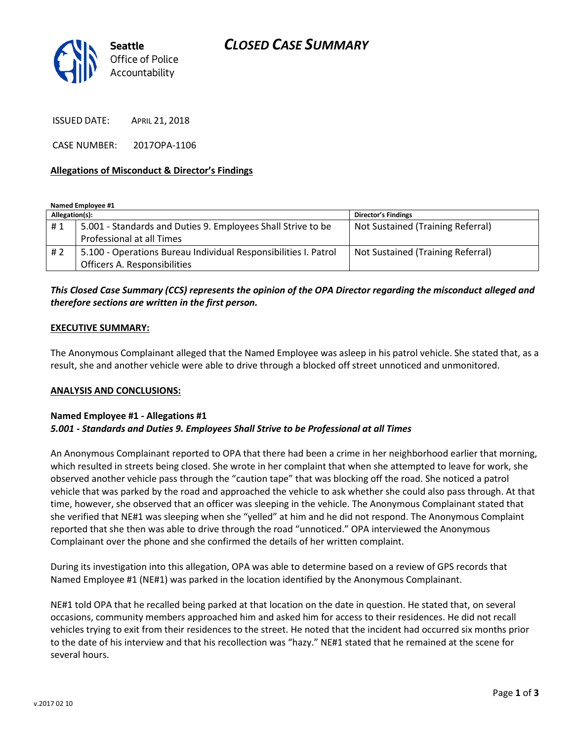Seattle Office of Police Accountability

# CLOSED CASE SUMMARY

ISSUED DATE: APRIL 21, 2018

CASE NUMBER: 2017OPA-1106

**Allegations of Misconduct & Director's Findings**

**Named Employee #1**

| Allegation(s): | | Director's Findings |
|---|---|---|
| # 1 | 5.001 - Standards and Duties 9. Employees Shall Strive to be Professional at all Times | Not Sustained (Training Referral) |
| # 2 | 5.100 - Operations Bureau Individual Responsibilities I. Patrol Officers A. Responsibilities | Not Sustained (Training Referral) |

***This Closed Case Summary (CCS) represents the opinion of the OPA Director regarding the misconduct alleged and therefore sections are written in the first person.***

**EXECUTIVE SUMMARY:**

The Anonymous Complainant alleged that the Named Employee was asleep in his patrol vehicle. She stated that, as a result, she and another vehicle were able to drive through a blocked off street unnoticed and unmonitored.

**ANALYSIS AND CONCLUSIONS:**

**Named Employee #1 - Allegations #1**
***5.001 - Standards and Duties 9. Employees Shall Strive to be Professional at all Times***

An Anonymous Complainant reported to OPA that there had been a crime in her neighborhood earlier that morning, which resulted in streets being closed. She wrote in her complaint that when she attempted to leave for work, she observed another vehicle pass through the "caution tape" that was blocking off the road. She noticed a patrol vehicle that was parked by the road and approached the vehicle to ask whether she could also pass through. At that time, however, she observed that an officer was sleeping in the vehicle. The Anonymous Complainant stated that she verified that NE#1 was sleeping when she "yelled" at him and he did not respond. The Anonymous Complaint reported that she then was able to drive through the road "unnoticed." OPA interviewed the Anonymous Complainant over the phone and she confirmed the details of her written complaint.

During its investigation into this allegation, OPA was able to determine based on a review of GPS records that Named Employee #1 (NE#1) was parked in the location identified by the Anonymous Complainant.

NE#1 told OPA that he recalled being parked at that location on the date in question. He stated that, on several occasions, community members approached him and asked him for access to their residences. He did not recall vehicles trying to exit from their residences to the street. He noted that the incident had occurred six months prior to the date of his interview and that his recollection was "hazy." NE#1 stated that he remained at the scene for several hours.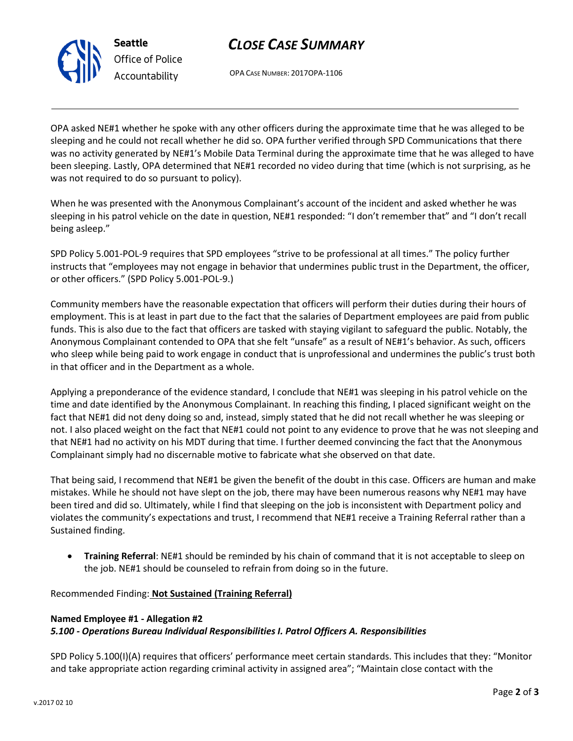OPA asked NE#1 whether he spoke with any other officers during the approximate time that he was alleged to be sleeping and he could not recall whether he did so. OPA further verified through SPD Communications that there was no activity generated by NE#1's Mobile Data Terminal during the approximate time that he was alleged to have been sleeping. Lastly, OPA determined that NE#1 recorded no video during that time (which is not surprising, as he was not required to do so pursuant to policy).

When he was presented with the Anonymous Complainant's account of the incident and asked whether he was sleeping in his patrol vehicle on the date in question, NE#1 responded: "I don't remember that" and "I don't recall being asleep."

SPD Policy 5.001-POL-9 requires that SPD employees "strive to be professional at all times." The policy further instructs that "employees may not engage in behavior that undermines public trust in the Department, the officer, or other officers." (SPD Policy 5.001-POL-9.)

Community members have the reasonable expectation that officers will perform their duties during their hours of employment. This is at least in part due to the fact that the salaries of Department employees are paid from public funds. This is also due to the fact that officers are tasked with staying vigilant to safeguard the public. Notably, the Anonymous Complainant contended to OPA that she felt "unsafe" as a result of NE#1's behavior. As such, officers who sleep while being paid to work engage in conduct that is unprofessional and undermines the public's trust both in that officer and in the Department as a whole.

Applying a preponderance of the evidence standard, I conclude that NE#1 was sleeping in his patrol vehicle on the time and date identified by the Anonymous Complainant. In reaching this finding, I placed significant weight on the fact that NE#1 did not deny doing so and, instead, simply stated that he did not recall whether he was sleeping or not. I also placed weight on the fact that NE#1 could not point to any evidence to prove that he was not sleeping and that NE#1 had no activity on his MDT during that time. I further deemed convincing the fact that the Anonymous Complainant simply had no discernable motive to fabricate what she observed on that date.

That being said, I recommend that NE#1 be given the benefit of the doubt in this case. Officers are human and make mistakes. While he should not have slept on the job, there may have been numerous reasons why NE#1 may have been tired and did so. Ultimately, while I find that sleeping on the job is inconsistent with Department policy and violates the community's expectations and trust, I recommend that NE#1 receive a Training Referral rather than a Sustained finding.

- **Training Referral**: NE#1 should be reminded by his chain of command that it is not acceptable to sleep on the job. NE#1 should be counseled to refrain from doing so in the future.

Recommended Finding: **Not Sustained (Training Referral)**

**Named Employee #1 - Allegation #2**
***5.100 - Operations Bureau Individual Responsibilities I. Patrol Officers A. Responsibilities***

SPD Policy 5.100(I)(A) requires that officers' performance meet certain standards. This includes that they: "Monitor and take appropriate action regarding criminal activity in assigned area"; "Maintain close contact with the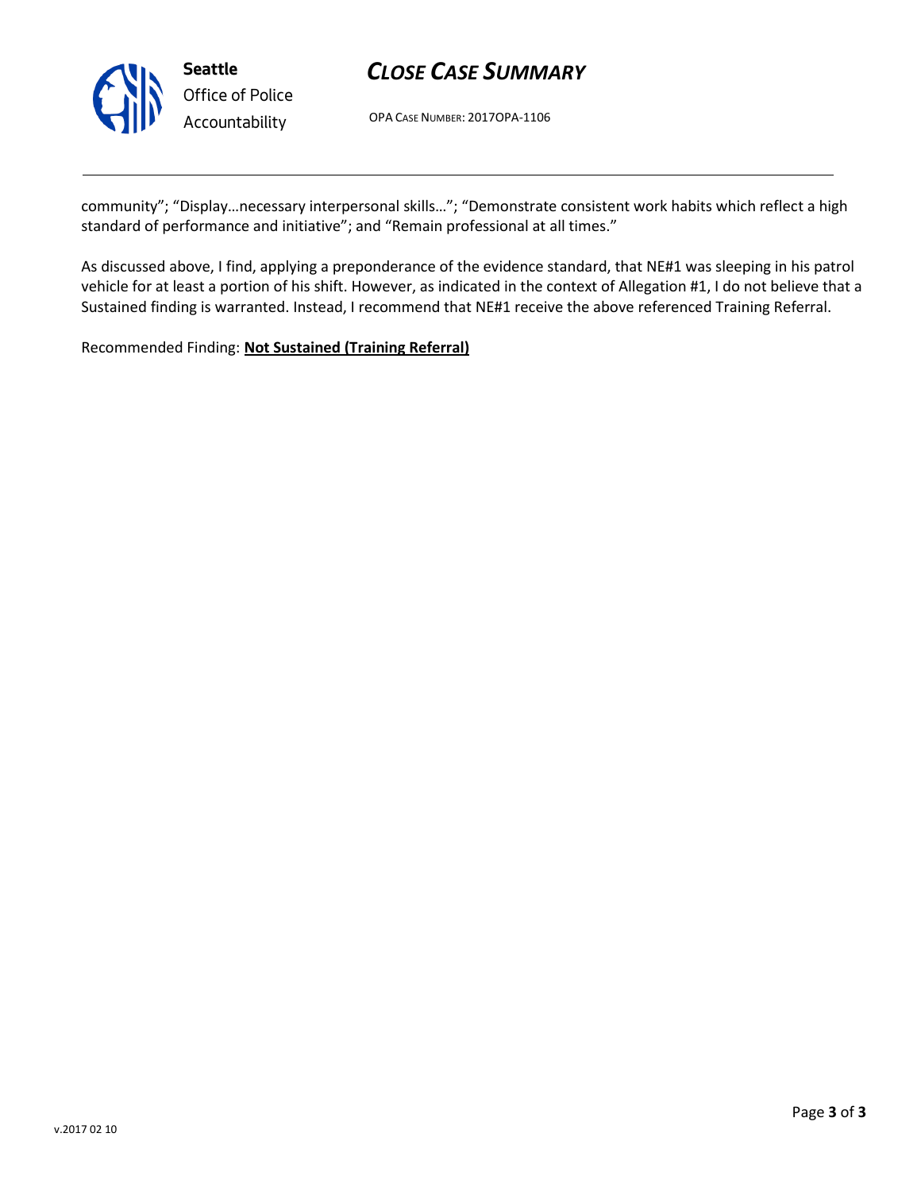community"; "Display…necessary interpersonal skills…"; "Demonstrate consistent work habits which reflect a high standard of performance and initiative"; and "Remain professional at all times."

As discussed above, I find, applying a preponderance of the evidence standard, that NE#1 was sleeping in his patrol vehicle for at least a portion of his shift. However, as indicated in the context of Allegation #1, I do not believe that a Sustained finding is warranted. Instead, I recommend that NE#1 receive the above referenced Training Referral.

Recommended Finding: **Not Sustained (Training Referral)**